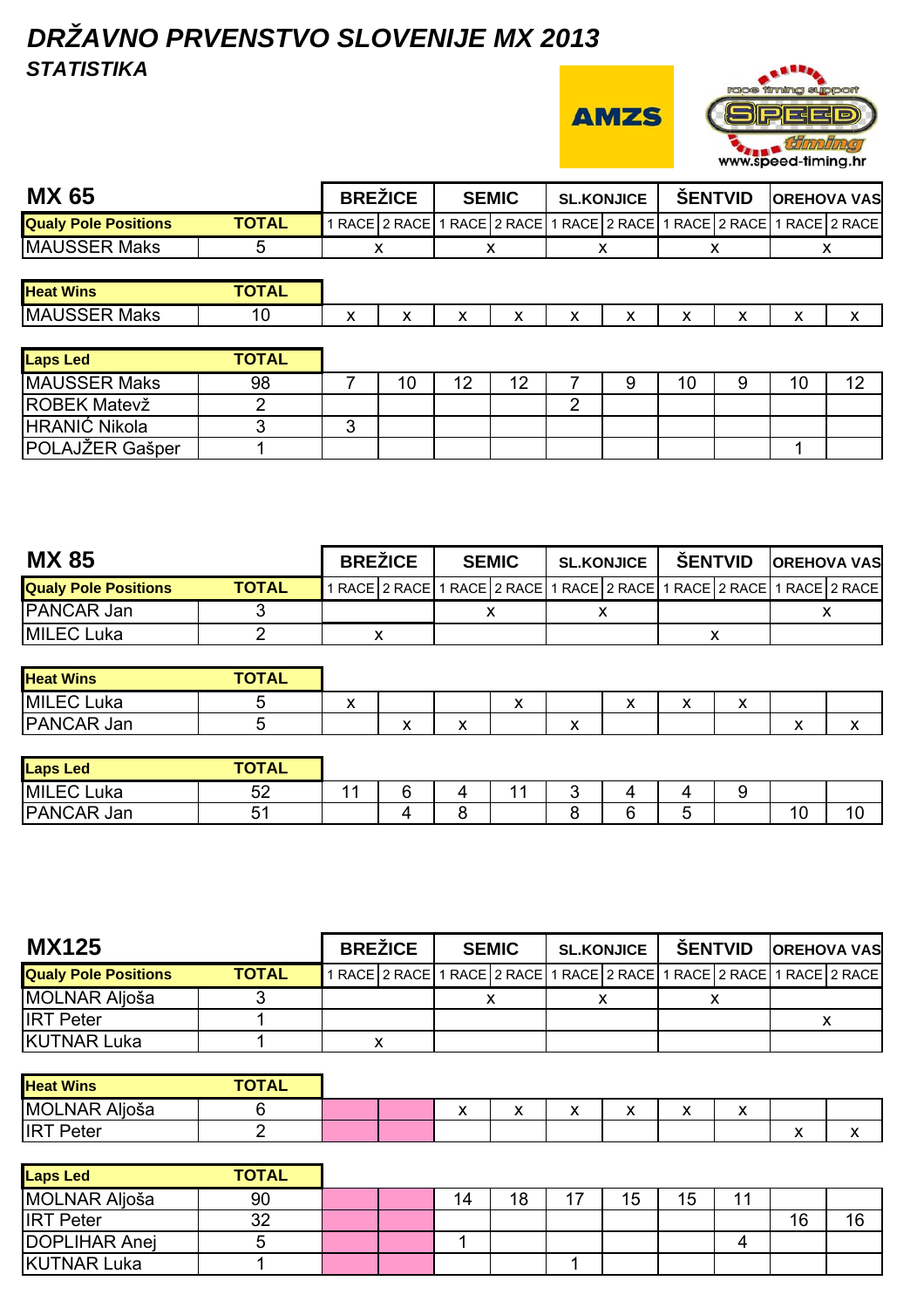# *DRŽAVNO PRVENSTVO SLOVENIJE MX 2013*

## *STATISTIKA*

AMZS

race timing support SPEED timing www.speed-timing.hr

## MX 65

| Qualy Pole Positions | TOTAL | BREŽICE 1 RACE | BREŽICE 2 RACE | SEMIC 1 RACE | SEMIC 2 RACE | SL.KONJICE 1 RACE | SL.KONJICE 2 RACE | ŠENTVID 1 RACE | ŠENTVID 2 RACE | OREHOVA VAS 1 RACE | OREHOVA VAS 2 RACE |
|---|---|---|---|---|---|---|---|---|---|---|---|
| MAUSSER Maks | 5 | x | | x | | x | | x | | x | |

| Heat Wins | TOTAL | BREŽICE 1 RACE | BREŽICE 2 RACE | SEMIC 1 RACE | SEMIC 2 RACE | SL.KONJICE 1 RACE | SL.KONJICE 2 RACE | ŠENTVID 1 RACE | ŠENTVID 2 RACE | OREHOVA VAS 1 RACE | OREHOVA VAS 2 RACE |
|---|---|---|---|---|---|---|---|---|---|---|---|
| MAUSSER Maks | 10 | x | x | x | x | x | x | x | x | x | x |

| Laps Led | TOTAL | BREŽICE 1 RACE | BREŽICE 2 RACE | SEMIC 1 RACE | SEMIC 2 RACE | SL.KONJICE 1 RACE | SL.KONJICE 2 RACE | ŠENTVID 1 RACE | ŠENTVID 2 RACE | OREHOVA VAS 1 RACE | OREHOVA VAS 2 RACE |
|---|---|---|---|---|---|---|---|---|---|---|---|
| MAUSSER Maks | 98 | 7 | 10 | 12 | 12 | 7 | 9 | 10 | 9 | 10 | 12 |
| ROBEK Matevž | 2 | | | | | 2 | | | | | |
| HRANIĆ Nikola | 3 | 3 | | | | | | | | | |
| POLAJŽER Gašper | 1 | | | | | | | | | 1 | |

## MX 85

| Qualy Pole Positions | TOTAL | BREŽICE 1 RACE | BREŽICE 2 RACE | SEMIC 1 RACE | SEMIC 2 RACE | SL.KONJICE 1 RACE | SL.KONJICE 2 RACE | ŠENTVID 1 RACE | ŠENTVID 2 RACE | OREHOVA VAS 1 RACE | OREHOVA VAS 2 RACE |
|---|---|---|---|---|---|---|---|---|---|---|---|
| PANCAR Jan | 3 | | | x | | x | | | | x | |
| MILEC Luka | 2 | x | | | | | | x | | | |

| Heat Wins | TOTAL | BREŽICE 1 RACE | BREŽICE 2 RACE | SEMIC 1 RACE | SEMIC 2 RACE | SL.KONJICE 1 RACE | SL.KONJICE 2 RACE | ŠENTVID 1 RACE | ŠENTVID 2 RACE | OREHOVA VAS 1 RACE | OREHOVA VAS 2 RACE |
|---|---|---|---|---|---|---|---|---|---|---|---|
| MILEC Luka | 5 | x | | | x | | x | x | x | | |
| PANCAR Jan | 5 | | x | x | | x | | | | x | x |

| Laps Led | TOTAL | BREŽICE 1 RACE | BREŽICE 2 RACE | SEMIC 1 RACE | SEMIC 2 RACE | SL.KONJICE 1 RACE | SL.KONJICE 2 RACE | ŠENTVID 1 RACE | ŠENTVID 2 RACE | OREHOVA VAS 1 RACE | OREHOVA VAS 2 RACE |
|---|---|---|---|---|---|---|---|---|---|---|---|
| MILEC Luka | 52 | 11 | 6 | 4 | 11 | 3 | 4 | 4 | 9 | | |
| PANCAR Jan | 51 | | 4 | 8 | | 8 | 6 | 5 | | 10 | 10 |

## MX125

| Qualy Pole Positions | TOTAL | BREŽICE 1 RACE | BREŽICE 2 RACE | SEMIC 1 RACE | SEMIC 2 RACE | SL.KONJICE 1 RACE | SL.KONJICE 2 RACE | ŠENTVID 1 RACE | ŠENTVID 2 RACE | OREHOVA VAS 1 RACE | OREHOVA VAS 2 RACE |
|---|---|---|---|---|---|---|---|---|---|---|---|
| MOLNAR Aljoša | 3 | | | x | | x | | x | | | |
| IRT Peter | 1 | | | | | | | | | x | |
| KUTNAR Luka | 1 | x | | | | | | | | | |

| Heat Wins | TOTAL | BREŽICE 1 RACE | BREŽICE 2 RACE | SEMIC 1 RACE | SEMIC 2 RACE | SL.KONJICE 1 RACE | SL.KONJICE 2 RACE | ŠENTVID 1 RACE | ŠENTVID 2 RACE | OREHOVA VAS 1 RACE | OREHOVA VAS 2 RACE |
|---|---|---|---|---|---|---|---|---|---|---|---|
| MOLNAR Aljoša | 6 | | | x | x | x | x | x | x | | |
| IRT Peter | 2 | | | | | | | | | x | x |

| Laps Led | TOTAL | BREŽICE 1 RACE | BREŽICE 2 RACE | SEMIC 1 RACE | SEMIC 2 RACE | SL.KONJICE 1 RACE | SL.KONJICE 2 RACE | ŠENTVID 1 RACE | ŠENTVID 2 RACE | OREHOVA VAS 1 RACE | OREHOVA VAS 2 RACE |
|---|---|---|---|---|---|---|---|---|---|---|---|
| MOLNAR Aljoša | 90 | | | 14 | 18 | 17 | 15 | 15 | 11 | | |
| IRT Peter | 32 | | | | | | | | | 16 | 16 |
| DOPLIHAR Anej | 5 | | | 1 | | | | | 4 | | |
| KUTNAR Luka | 1 | | | | | 1 | | | | | |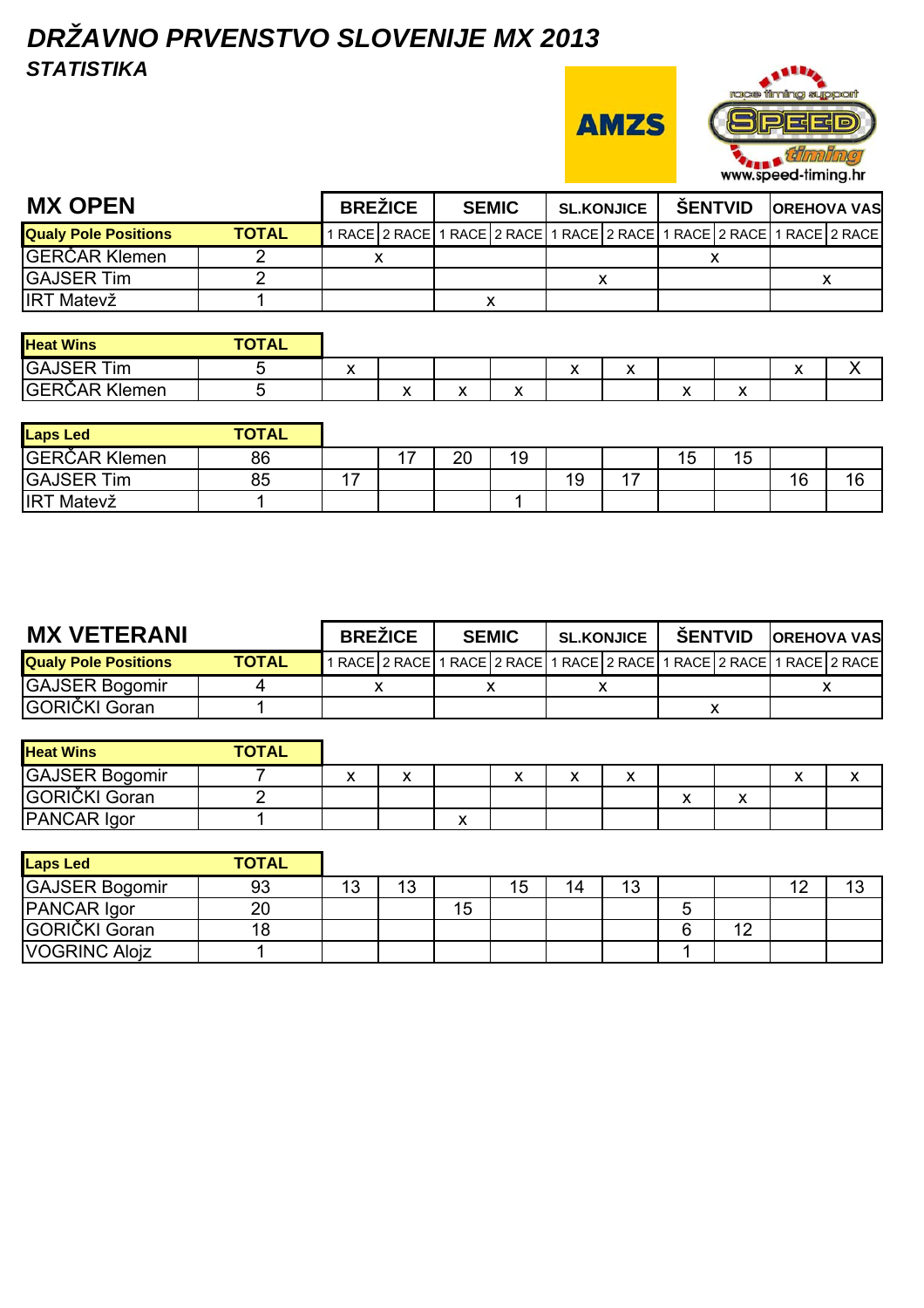# *DRŽAVNO PRVENSTVO SLOVENIJE MX 2013*

### *STATISTIKA*

AMZS

race timing support SPEED timing www.speed-timing.hr

## MX OPEN

| Qualy Pole Positions | TOTAL | BREŽICE 1 RACE | BREŽICE 2 RACE | SEMIC 1 RACE | SEMIC 2 RACE | SL.KONJICE 1 RACE | SL.KONJICE 2 RACE | ŠENTVID 1 RACE | ŠENTVID 2 RACE | OREHOVA VAS 1 RACE | OREHOVA VAS 2 RACE |
|---|---|---|---|---|---|---|---|---|---|---|---|
| GERČAR Klemen | 2 | x | | | | | | x | | | |
| GAJSER Tim | 2 | | | | | x | | | | x | |
| IRT Matevž | 1 | | | x | | | | | | | |

| Heat Wins | TOTAL | BREŽICE 1 RACE | BREŽICE 2 RACE | SEMIC 1 RACE | SEMIC 2 RACE | SL.KONJICE 1 RACE | SL.KONJICE 2 RACE | ŠENTVID 1 RACE | ŠENTVID 2 RACE | OREHOVA VAS 1 RACE | OREHOVA VAS 2 RACE |
|---|---|---|---|---|---|---|---|---|---|---|---|
| GAJSER Tim | 5 | x | | | | x | x | | | x | X |
| GERČAR Klemen | 5 | | x | x | x | | | x | x | | |

| Laps Led | TOTAL | BREŽICE 1 RACE | BREŽICE 2 RACE | SEMIC 1 RACE | SEMIC 2 RACE | SL.KONJICE 1 RACE | SL.KONJICE 2 RACE | ŠENTVID 1 RACE | ŠENTVID 2 RACE | OREHOVA VAS 1 RACE | OREHOVA VAS 2 RACE |
|---|---|---|---|---|---|---|---|---|---|---|---|
| GERČAR Klemen | 86 | | 17 | 20 | 19 | | | 15 | 15 | | |
| GAJSER Tim | 85 | 17 | | | | 19 | 17 | | | 16 | 16 |
| IRT Matevž | 1 | | | | 1 | | | | | | |

## MX VETERANI

| Qualy Pole Positions | TOTAL | BREŽICE 1 RACE | BREŽICE 2 RACE | SEMIC 1 RACE | SEMIC 2 RACE | SL.KONJICE 1 RACE | SL.KONJICE 2 RACE | ŠENTVID 1 RACE | ŠENTVID 2 RACE | OREHOVA VAS 1 RACE | OREHOVA VAS 2 RACE |
|---|---|---|---|---|---|---|---|---|---|---|---|
| GAJSER Bogomir | 4 | x | | x | | x | | | | x | |
| GORIČKI Goran | 1 | | | | | | | x | | | |

| Heat Wins | TOTAL | BREŽICE 1 RACE | BREŽICE 2 RACE | SEMIC 1 RACE | SEMIC 2 RACE | SL.KONJICE 1 RACE | SL.KONJICE 2 RACE | ŠENTVID 1 RACE | ŠENTVID 2 RACE | OREHOVA VAS 1 RACE | OREHOVA VAS 2 RACE |
|---|---|---|---|---|---|---|---|---|---|---|---|
| GAJSER Bogomir | 7 | x | x | | x | x | x | | | x | x |
| GORIČKI Goran | 2 | | | | | | | x | x | | |
| PANCAR Igor | 1 | | | x | | | | | | | |

| Laps Led | TOTAL | BREŽICE 1 RACE | BREŽICE 2 RACE | SEMIC 1 RACE | SEMIC 2 RACE | SL.KONJICE 1 RACE | SL.KONJICE 2 RACE | ŠENTVID 1 RACE | ŠENTVID 2 RACE | OREHOVA VAS 1 RACE | OREHOVA VAS 2 RACE |
|---|---|---|---|---|---|---|---|---|---|---|---|
| GAJSER Bogomir | 93 | 13 | 13 | | 15 | 14 | 13 | | | 12 | 13 |
| PANCAR Igor | 20 | | | 15 | | | | 5 | | | |
| GORIČKI Goran | 18 | | | | | | | 6 | 12 | | |
| VOGRINC Alojz | 1 | | | | | | | 1 | | | |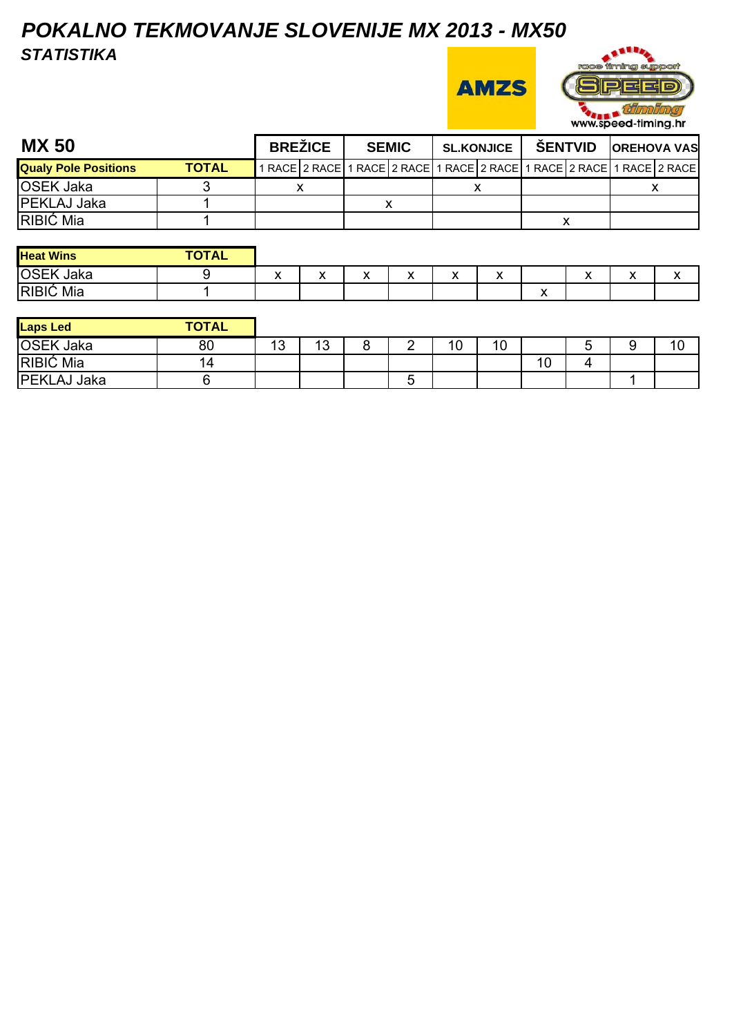# POKALNO TEKMOVANJE SLOVENIJE MX 2013 - MX50

## *STATISTIKA*

| MX 50 | | BREŽICE | | SEMIC | | SL.KONJICE | | ŠENTVID | | OREHOVA VAS | |
|---|---|---|---|---|---|---|---|---|---|---|---|
| **Qualy Pole Positions** | **TOTAL** | 1 RACE | 2 RACE | 1 RACE | 2 RACE | 1 RACE | 2 RACE | 1 RACE | 2 RACE | 1 RACE | 2 RACE |
| OSEK Jaka | 3 | x | | | | x | | | | x | |
| PEKLAJ Jaka | 1 | | | x | | | | | | | |
| RIBIĆ Mia | 1 | | | | | | | x | | | |

| **Heat Wins** | **TOTAL** | | | | | | | | | | |
|---|---|---|---|---|---|---|---|---|---|---|---|
| OSEK Jaka | 9 | x | x | x | x | x | x | | x | x | x |
| RIBIĆ Mia | 1 | | | | | | | x | | | |

| **Laps Led** | **TOTAL** | | | | | | | | | | |
|---|---|---|---|---|---|---|---|---|---|---|---|
| OSEK Jaka | 80 | 13 | 13 | 8 | 2 | 10 | 10 | | 5 | 9 | 10 |
| RIBIĆ Mia | 14 | | | | | | | 10 | 4 | | |
| PEKLAJ Jaka | 6 | | | | 5 | | | | | 1 | |